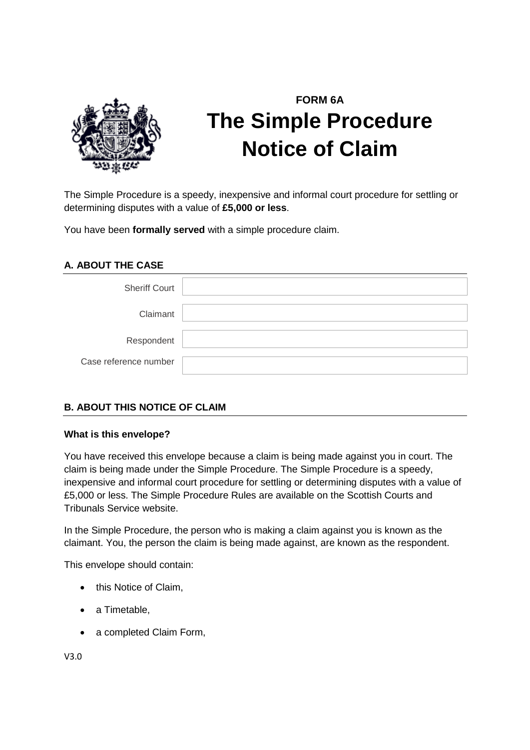# FORM 6A

# The Simple Procedure Notice of Claim

The Simple Procedure is a speedy, inexpensive and informal court procedure for settling or determining disputes with a value of **£5,000 or less**.

You have been **formally served** with a simple procedure claim.

## A. ABOUT THE CASE

| | |
|---|---|
| Sheriff Court | |
| Claimant | |
| Respondent | |
| Case reference number | |

## B. ABOUT THIS NOTICE OF CLAIM

**What is this envelope?**

You have received this envelope because a claim is being made against you in court. The claim is being made under the Simple Procedure. The Simple Procedure is a speedy, inexpensive and informal court procedure for settling or determining disputes with a value of £5,000 or less. The Simple Procedure Rules are available on the Scottish Courts and Tribunals Service website.

In the Simple Procedure, the person who is making a claim against you is known as the claimant. You, the person the claim is being made against, are known as the respondent.

This envelope should contain:

- this Notice of Claim,
- a Timetable,
- a completed Claim Form,

V3.0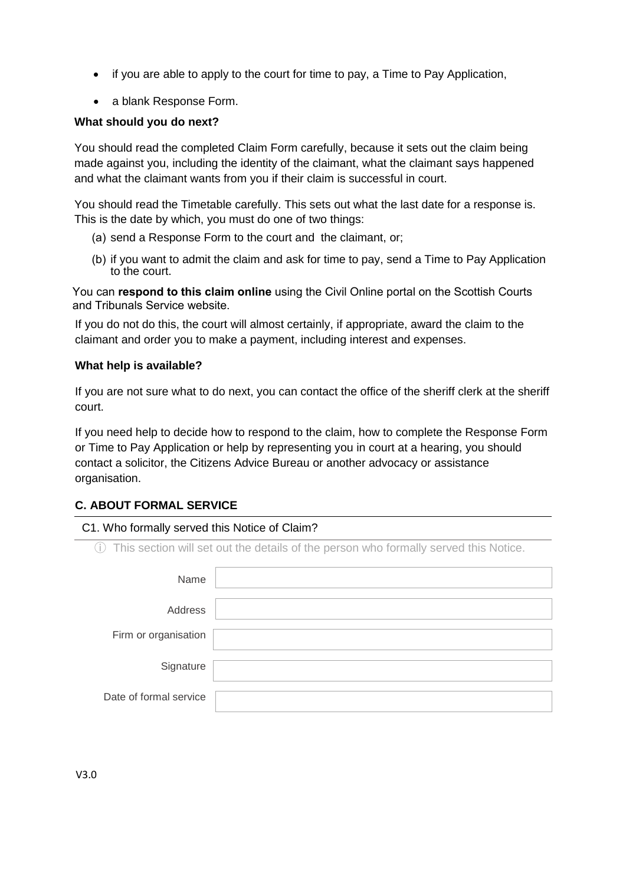- if you are able to apply to the court for time to pay, a Time to Pay Application,
- a blank Response Form.

**What should you do next?**

You should read the completed Claim Form carefully, because it sets out the claim being made against you, including the identity of the claimant, what the claimant says happened and what the claimant wants from you if their claim is successful in court.

You should read the Timetable carefully. This sets out what the last date for a response is. This is the date by which, you must do one of two things:

(a) send a Response Form to the court and the claimant, or;

(b) if you want to admit the claim and ask for time to pay, send a Time to Pay Application to the court.

You can **respond to this claim online** using the Civil Online portal on the Scottish Courts and Tribunals Service website.

If you do not do this, the court will almost certainly, if appropriate, award the claim to the claimant and order you to make a payment, including interest and expenses.

**What help is available?**

If you are not sure what to do next, you can contact the office of the sheriff clerk at the sheriff court.

If you need help to decide how to respond to the claim, how to complete the Response Form or Time to Pay Application or help by representing you in court at a hearing, you should contact a solicitor, the Citizens Advice Bureau or another advocacy or assistance organisation.

## C. ABOUT FORMAL SERVICE

C1. Who formally served this Notice of Claim?

ⓘ This section will set out the details of the person who formally served this Notice.

| | |
|---|---|
| Name | |
| Address | |
| Firm or organisation | |
| Signature | |
| Date of formal service | |

V3.0